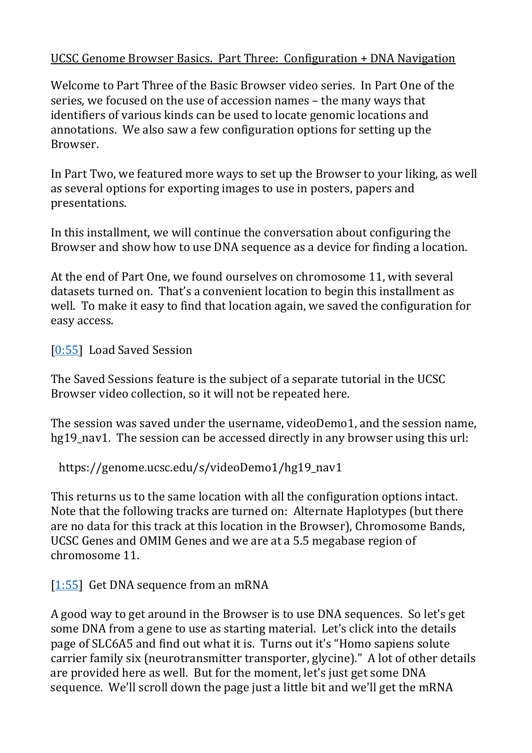# UCSC Genome Browser Basics. Part Three: Configuration + DNA Navigation

Welcome to Part Three of the Basic Browser video series. In Part One of the series, we focused on the use of accession names – the many ways that identifiers of various kinds can be used to locate genomic locations and annotations. We also saw a few configuration options for setting up the Browser.

In Part Two, we featured more ways to set up the Browser to your liking, as well as several options for exporting images to use in posters, papers and presentations.

In this installment, we will continue the conversation about configuring the Browser and show how to use DNA sequence as a device for finding a location.

At the end of Part One, we found ourselves on chromosome 11, with several datasets turned on. That's a convenient location to begin this installment as well. To make it easy to find that location again, we saved the configuration for easy access.

[0:55] Load Saved Session

The Saved Sessions feature is the subject of a separate tutorial in the UCSC Browser video collection, so it will not be repeated here.

The session was saved under the username, videoDemo1, and the session name, hg19_nav1. The session can be accessed directly in any browser using this url:

https://genome.ucsc.edu/s/videoDemo1/hg19_nav1

This returns us to the same location with all the configuration options intact. Note that the following tracks are turned on: Alternate Haplotypes (but there are no data for this track at this location in the Browser), Chromosome Bands, UCSC Genes and OMIM Genes and we are at a 5.5 megabase region of chromosome 11.

[1:55] Get DNA sequence from an mRNA

A good way to get around in the Browser is to use DNA sequences. So let's get some DNA from a gene to use as starting material. Let's click into the details page of SLC6A5 and find out what it is. Turns out it's "Homo sapiens solute carrier family six (neurotransmitter transporter, glycine)." A lot of other details are provided here as well. But for the moment, let's just get some DNA sequence. We'll scroll down the page just a little bit and we'll get the mRNA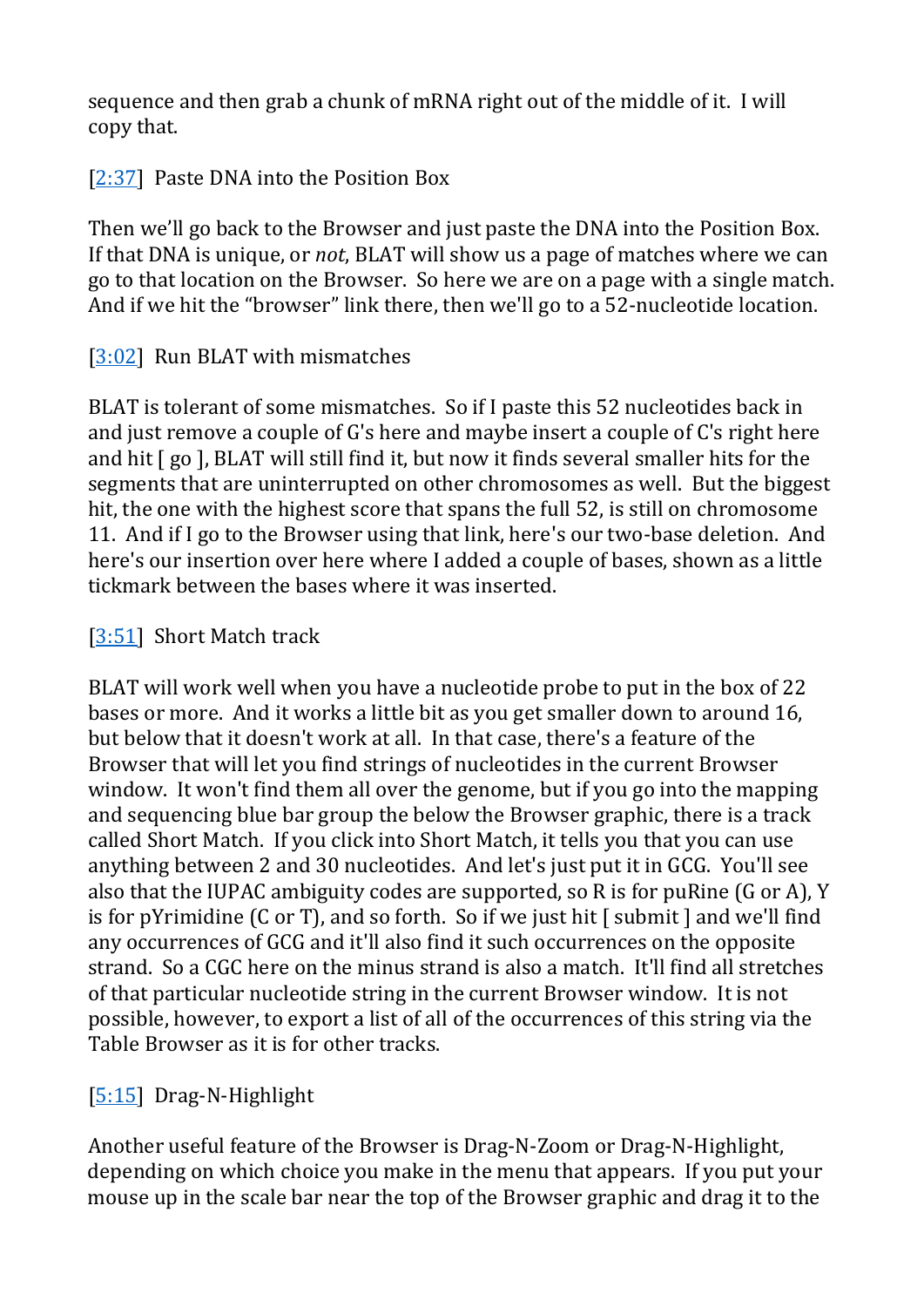sequence and then grab a chunk of mRNA right out of the middle of it. I will copy that.

[2:37] Paste DNA into the Position Box

Then we'll go back to the Browser and just paste the DNA into the Position Box. If that DNA is unique, or *not*, BLAT will show us a page of matches where we can go to that location on the Browser. So here we are on a page with a single match. And if we hit the "browser" link there, then we'll go to a 52-nucleotide location.

[3:02] Run BLAT with mismatches

BLAT is tolerant of some mismatches. So if I paste this 52 nucleotides back in and just remove a couple of G's here and maybe insert a couple of C's right here and hit [ go ], BLAT will still find it, but now it finds several smaller hits for the segments that are uninterrupted on other chromosomes as well. But the biggest hit, the one with the highest score that spans the full 52, is still on chromosome 11. And if I go to the Browser using that link, here's our two-base deletion. And here's our insertion over here where I added a couple of bases, shown as a little tickmark between the bases where it was inserted.

[3:51] Short Match track

BLAT will work well when you have a nucleotide probe to put in the box of 22 bases or more. And it works a little bit as you get smaller down to around 16, but below that it doesn't work at all. In that case, there's a feature of the Browser that will let you find strings of nucleotides in the current Browser window. It won't find them all over the genome, but if you go into the mapping and sequencing blue bar group the below the Browser graphic, there is a track called Short Match. If you click into Short Match, it tells you that you can use anything between 2 and 30 nucleotides. And let's just put it in GCG. You'll see also that the IUPAC ambiguity codes are supported, so R is for puRine (G or A), Y is for pYrimidine (C or T), and so forth. So if we just hit [ submit ] and we'll find any occurrences of GCG and it'll also find it such occurrences on the opposite strand. So a CGC here on the minus strand is also a match. It'll find all stretches of that particular nucleotide string in the current Browser window. It is not possible, however, to export a list of all of the occurrences of this string via the Table Browser as it is for other tracks.

[5:15] Drag-N-Highlight

Another useful feature of the Browser is Drag-N-Zoom or Drag-N-Highlight, depending on which choice you make in the menu that appears. If you put your mouse up in the scale bar near the top of the Browser graphic and drag it to the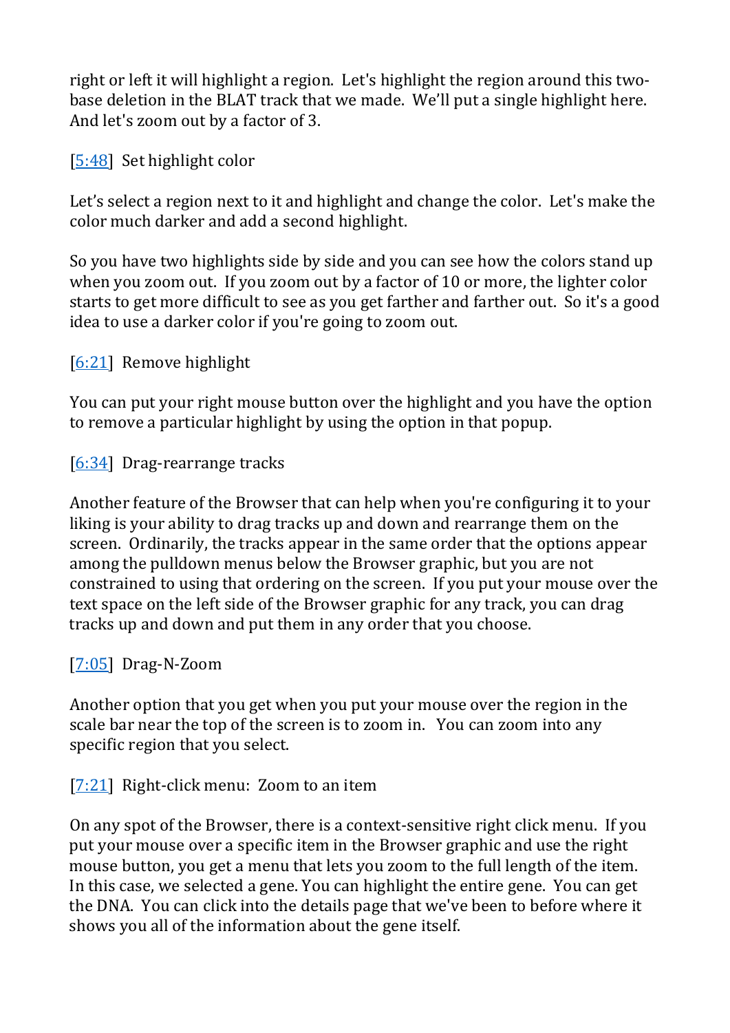right or left it will highlight a region. Let's highlight the region around this two-base deletion in the BLAT track that we made. We'll put a single highlight here. And let's zoom out by a factor of 3.

[5:48] Set highlight color

Let's select a region next to it and highlight and change the color. Let's make the color much darker and add a second highlight.

So you have two highlights side by side and you can see how the colors stand up when you zoom out. If you zoom out by a factor of 10 or more, the lighter color starts to get more difficult to see as you get farther and farther out. So it's a good idea to use a darker color if you're going to zoom out.

[6:21] Remove highlight

You can put your right mouse button over the highlight and you have the option to remove a particular highlight by using the option in that popup.

[6:34] Drag-rearrange tracks

Another feature of the Browser that can help when you're configuring it to your liking is your ability to drag tracks up and down and rearrange them on the screen. Ordinarily, the tracks appear in the same order that the options appear among the pulldown menus below the Browser graphic, but you are not constrained to using that ordering on the screen. If you put your mouse over the text space on the left side of the Browser graphic for any track, you can drag tracks up and down and put them in any order that you choose.

[7:05] Drag-N-Zoom

Another option that you get when you put your mouse over the region in the scale bar near the top of the screen is to zoom in. You can zoom into any specific region that you select.

[7:21] Right-click menu: Zoom to an item

On any spot of the Browser, there is a context-sensitive right click menu. If you put your mouse over a specific item in the Browser graphic and use the right mouse button, you get a menu that lets you zoom to the full length of the item. In this case, we selected a gene. You can highlight the entire gene. You can get the DNA. You can click into the details page that we've been to before where it shows you all of the information about the gene itself.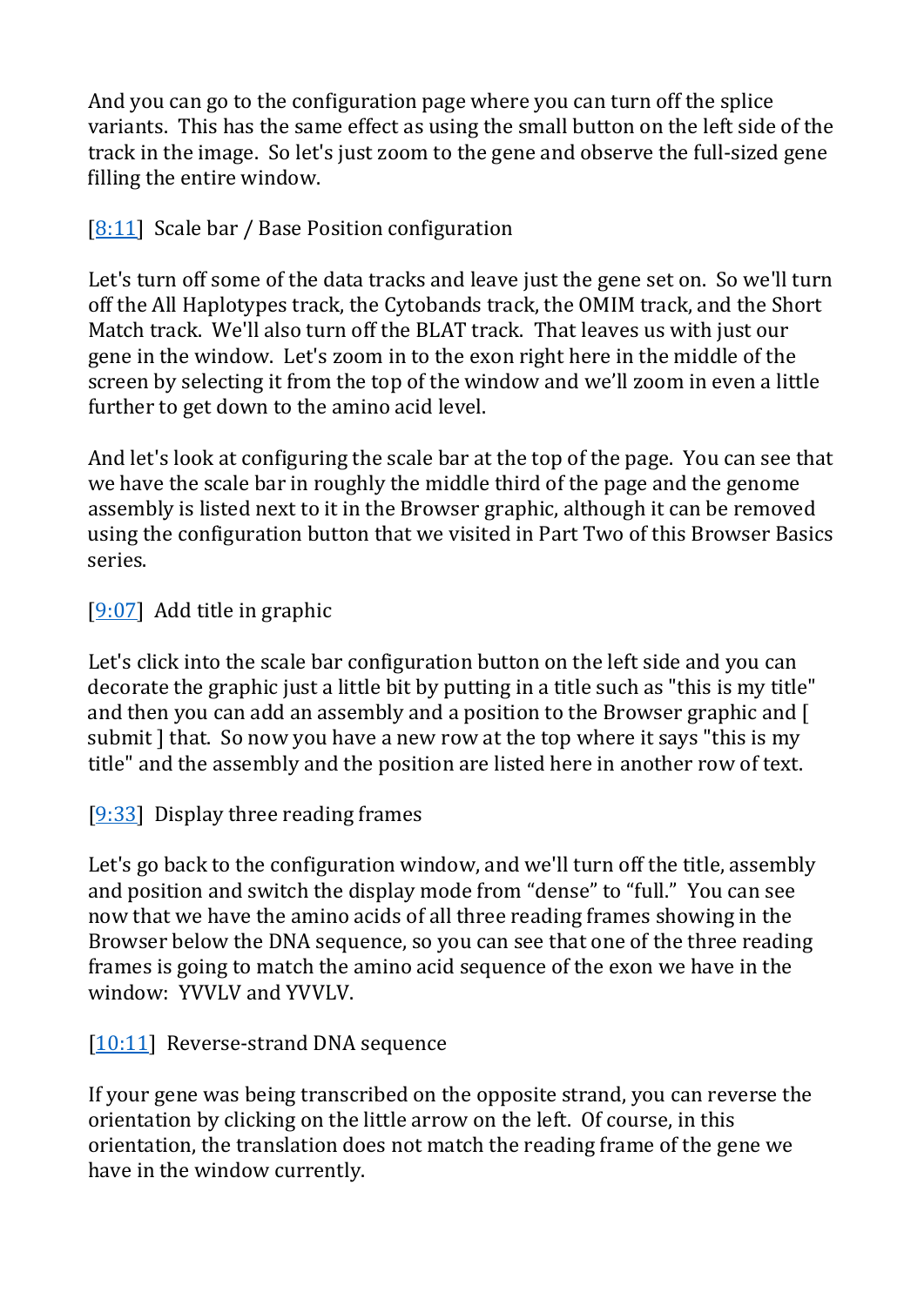And you can go to the configuration page where you can turn off the splice variants. This has the same effect as using the small button on the left side of the track in the image. So let's just zoom to the gene and observe the full-sized gene filling the entire window.

[8:11] Scale bar / Base Position configuration

Let's turn off some of the data tracks and leave just the gene set on. So we'll turn off the All Haplotypes track, the Cytobands track, the OMIM track, and the Short Match track. We'll also turn off the BLAT track. That leaves us with just our gene in the window. Let's zoom in to the exon right here in the middle of the screen by selecting it from the top of the window and we'll zoom in even a little further to get down to the amino acid level.

And let's look at configuring the scale bar at the top of the page. You can see that we have the scale bar in roughly the middle third of the page and the genome assembly is listed next to it in the Browser graphic, although it can be removed using the configuration button that we visited in Part Two of this Browser Basics series.

[9:07] Add title in graphic

Let's click into the scale bar configuration button on the left side and you can decorate the graphic just a little bit by putting in a title such as "this is my title" and then you can add an assembly and a position to the Browser graphic and [ submit ] that. So now you have a new row at the top where it says "this is my title" and the assembly and the position are listed here in another row of text.

[9:33] Display three reading frames

Let's go back to the configuration window, and we'll turn off the title, assembly and position and switch the display mode from "dense" to "full." You can see now that we have the amino acids of all three reading frames showing in the Browser below the DNA sequence, so you can see that one of the three reading frames is going to match the amino acid sequence of the exon we have in the window: YVVLV and YVVLV.

[10:11] Reverse-strand DNA sequence

If your gene was being transcribed on the opposite strand, you can reverse the orientation by clicking on the little arrow on the left. Of course, in this orientation, the translation does not match the reading frame of the gene we have in the window currently.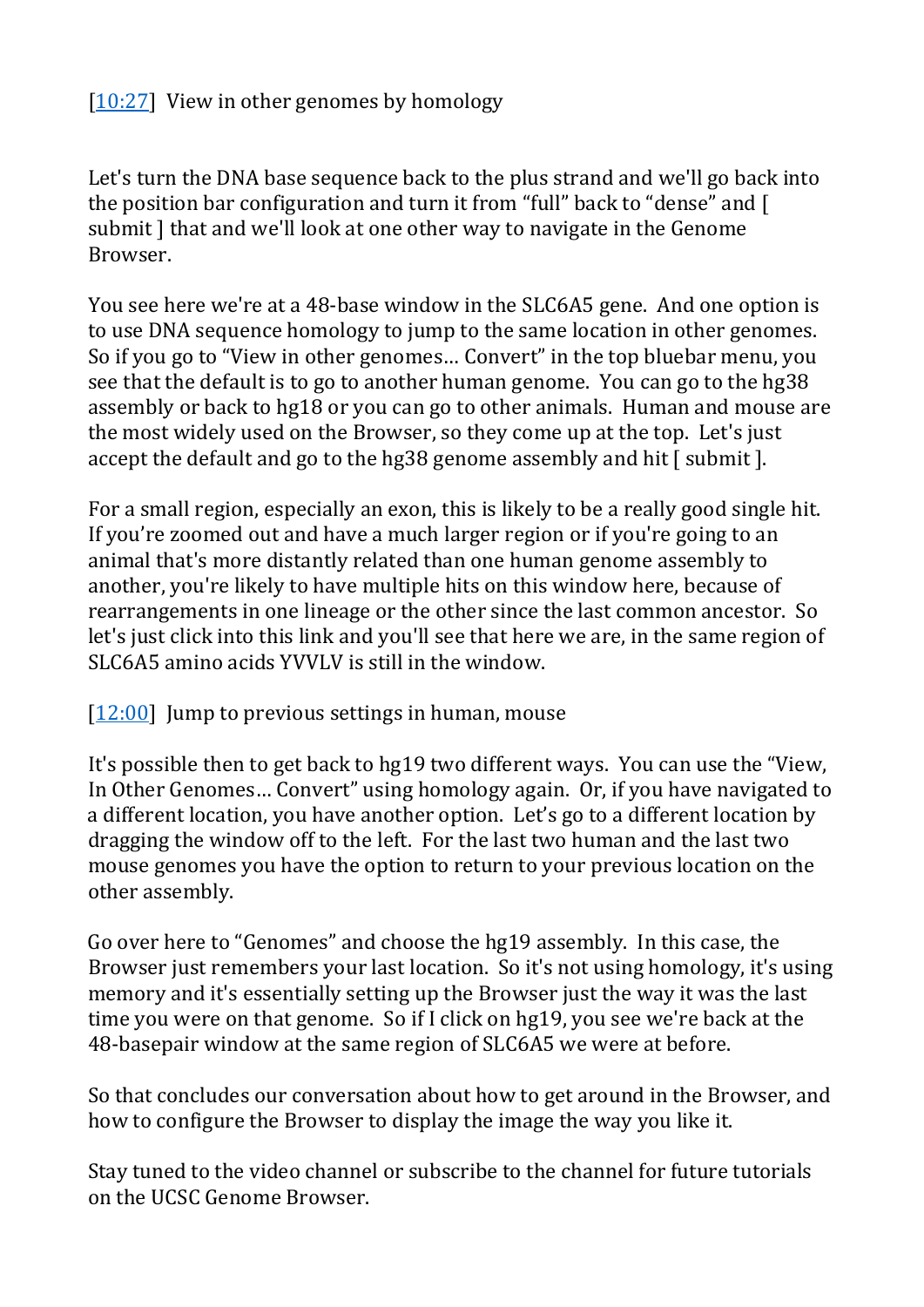[10:27]  View in other genomes by homology

Let's turn the DNA base sequence back to the plus strand and we'll go back into the position bar configuration and turn it from "full" back to "dense" and [ submit ] that and we'll look at one other way to navigate in the Genome Browser.

You see here we're at a 48-base window in the SLC6A5 gene.  And one option is to use DNA sequence homology to jump to the same location in other genomes. So if you go to "View in other genomes… Convert" in the top bluebar menu, you see that the default is to go to another human genome.  You can go to the hg38 assembly or back to hg18 or you can go to other animals.  Human and mouse are the most widely used on the Browser, so they come up at the top.  Let's just accept the default and go to the hg38 genome assembly and hit [ submit ].

For a small region, especially an exon, this is likely to be a really good single hit. If you're zoomed out and have a much larger region or if you're going to an animal that's more distantly related than one human genome assembly to another, you're likely to have multiple hits on this window here, because of rearrangements in one lineage or the other since the last common ancestor.  So let's just click into this link and you'll see that here we are, in the same region of SLC6A5 amino acids YVVLV is still in the window.

[12:00]  Jump to previous settings in human, mouse

It's possible then to get back to hg19 two different ways.  You can use the "View, In Other Genomes… Convert" using homology again.  Or, if you have navigated to a different location, you have another option.  Let's go to a different location by dragging the window off to the left.  For the last two human and the last two mouse genomes you have the option to return to your previous location on the other assembly.

Go over here to "Genomes" and choose the hg19 assembly.  In this case, the Browser just remembers your last location.  So it's not using homology, it's using memory and it's essentially setting up the Browser just the way it was the last time you were on that genome.  So if I click on hg19, you see we're back at the 48-basepair window at the same region of SLC6A5 we were at before.

So that concludes our conversation about how to get around in the Browser, and how to configure the Browser to display the image the way you like it.

Stay tuned to the video channel or subscribe to the channel for future tutorials on the UCSC Genome Browser.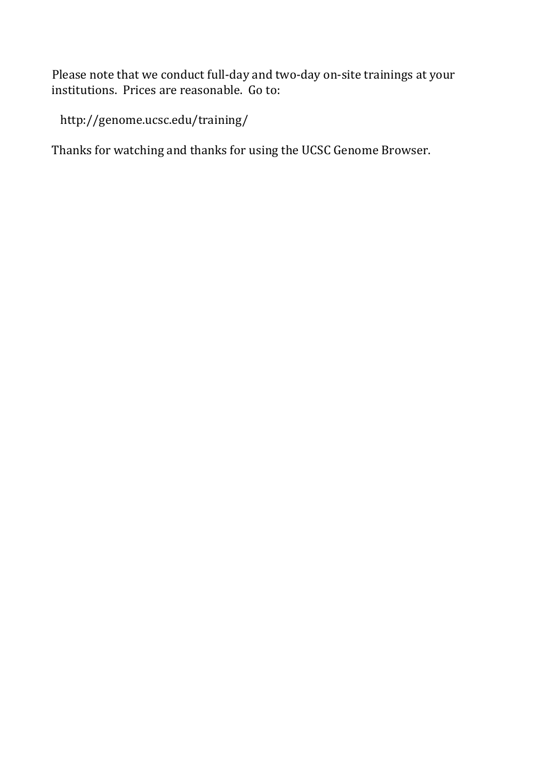Please note that we conduct full-day and two-day on-site trainings at your institutions.  Prices are reasonable.  Go to:

http://genome.ucsc.edu/training/

Thanks for watching and thanks for using the UCSC Genome Browser.